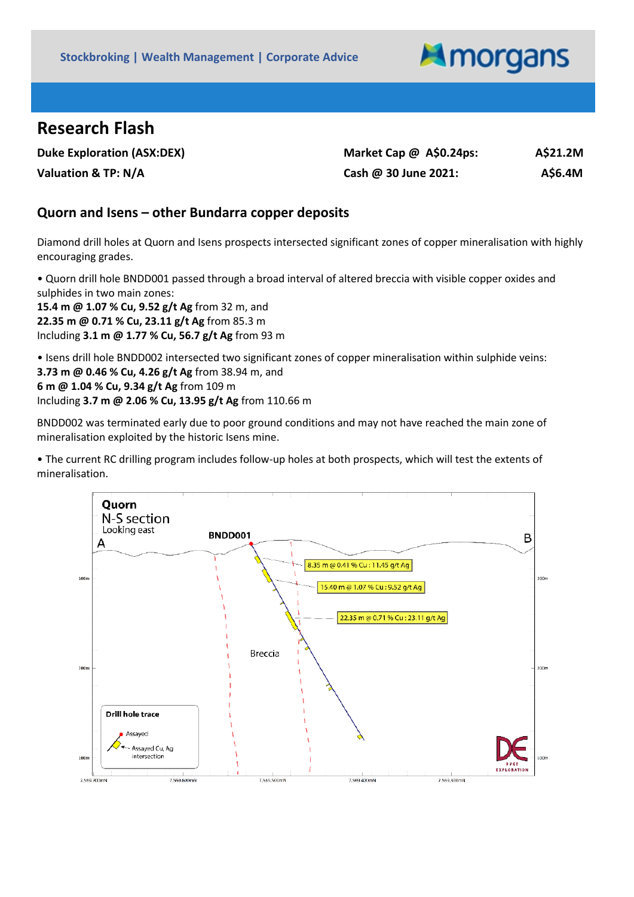Stockbroking | Wealth Management | Corporate Advice

# Research Flash

| **Duke Exploration (ASX:DEX)** | **Market Cap @ A$0.24ps:** | **A$21.2M** |
|---|---|---|
| **Valuation & TP: N/A** | **Cash @ 30 June 2021:** | **A$6.4M** |

## Quorn and Isens – other Bundarra copper deposits

Diamond drill holes at Quorn and Isens prospects intersected significant zones of copper mineralisation with highly encouraging grades.

• Quorn drill hole BNDD001 passed through a broad interval of altered breccia with visible copper oxides and sulphides in two main zones:
**15.4 m @ 1.07 % Cu, 9.52 g/t Ag** from 32 m, and
**22.35 m @ 0.71 % Cu, 23.11 g/t Ag** from 85.3 m
Including **3.1 m @ 1.77 % Cu, 56.7 g/t Ag** from 93 m

• Isens drill hole BNDD002 intersected two significant zones of copper mineralisation within sulphide veins:
**3.73 m @ 0.46 % Cu, 4.26 g/t Ag** from 38.94 m, and
**6 m @ 1.04 % Cu, 9.34 g/t Ag** from 109 m
Including **3.7 m @ 2.06 % Cu, 13.95 g/t Ag** from 110.66 m

BNDD002 was terminated early due to poor ground conditions and may not have reached the main zone of mineralisation exploited by the historic Isens mine.

• The current RC drilling program includes follow-up holes at both prospects, which will test the extents of mineralisation.

Quorn N-S section Looking east

BNDD001: 8.35 m @ 0.41 % Cu : 11.45 g/t Ag; 15.40 m @ 1.07 % Cu : 9.52 g/t Ag; 22.35 m @ 0.71 % Cu : 23.11 g/t Ag

Drill hole trace: Assayed; Assayed Cu, Ag intersection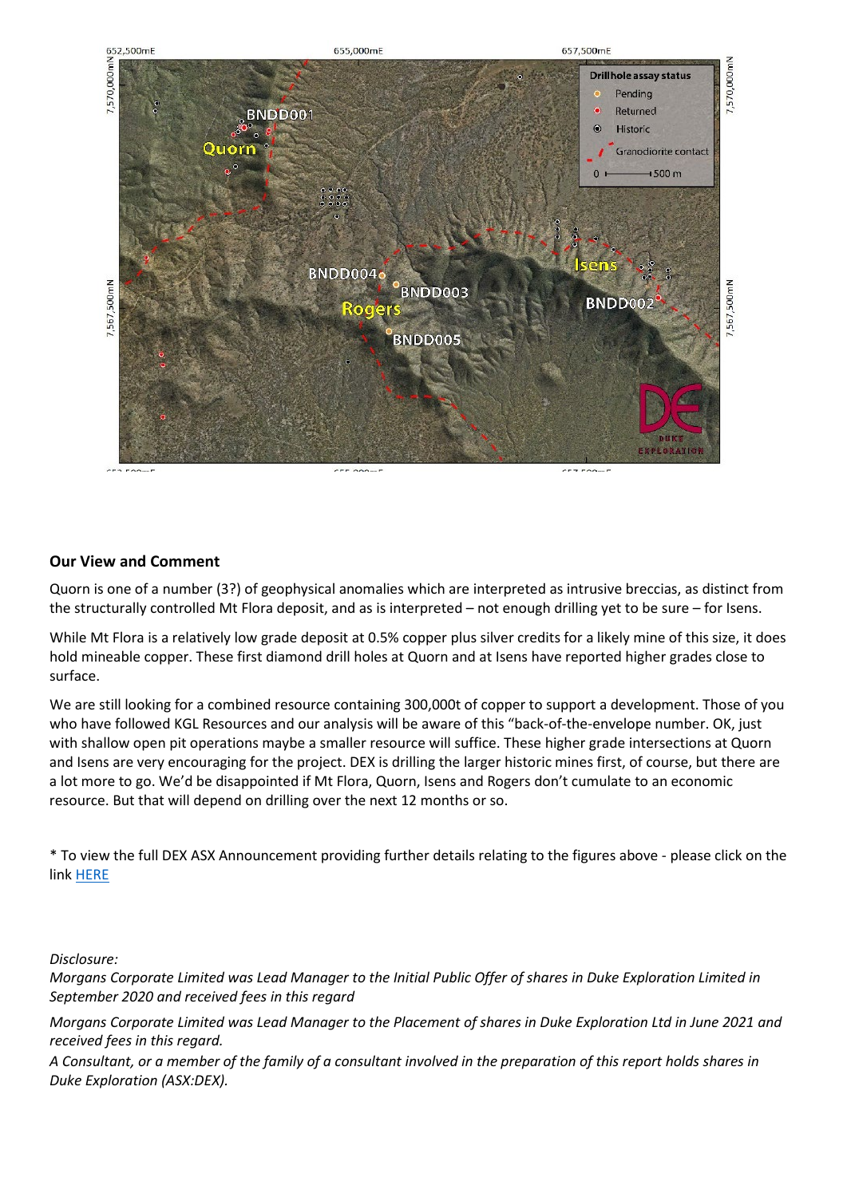652,500mE
655,000mE
657,500mE
7,570,000mN
7,567,500mN

Drillhole assay status
Pending
Returned
Historic
Granodiorite contact
0 500 m

BNDD001
Quorn
BNDD004
BNDD003
Rogers
BNDD005
Isens
BNDD002

DUKE EXPLORATION

### Our View and Comment

Quorn is one of a number (3?) of geophysical anomalies which are interpreted as intrusive breccias, as distinct from the structurally controlled Mt Flora deposit, and as is interpreted – not enough drilling yet to be sure – for Isens.

While Mt Flora is a relatively low grade deposit at 0.5% copper plus silver credits for a likely mine of this size, it does hold mineable copper. These first diamond drill holes at Quorn and at Isens have reported higher grades close to surface.

We are still looking for a combined resource containing 300,000t of copper to support a development. Those of you who have followed KGL Resources and our analysis will be aware of this "back-of-the-envelope number. OK, just with shallow open pit operations maybe a smaller resource will suffice. These higher grade intersections at Quorn and Isens are very encouraging for the project. DEX is drilling the larger historic mines first, of course, but there are a lot more to go. We'd be disappointed if Mt Flora, Quorn, Isens and Rogers don't cumulate to an economic resource. But that will depend on drilling over the next 12 months or so.

* To view the full DEX ASX Announcement providing further details relating to the figures above - please click on the link HERE

*Disclosure:*

*Morgans Corporate Limited was Lead Manager to the Initial Public Offer of shares in Duke Exploration Limited in September 2020 and received fees in this regard*

*Morgans Corporate Limited was Lead Manager to the Placement of shares in Duke Exploration Ltd in June 2021 and received fees in this regard.*

*A Consultant, or a member of the family of a consultant involved in the preparation of this report holds shares in Duke Exploration (ASX:DEX).*